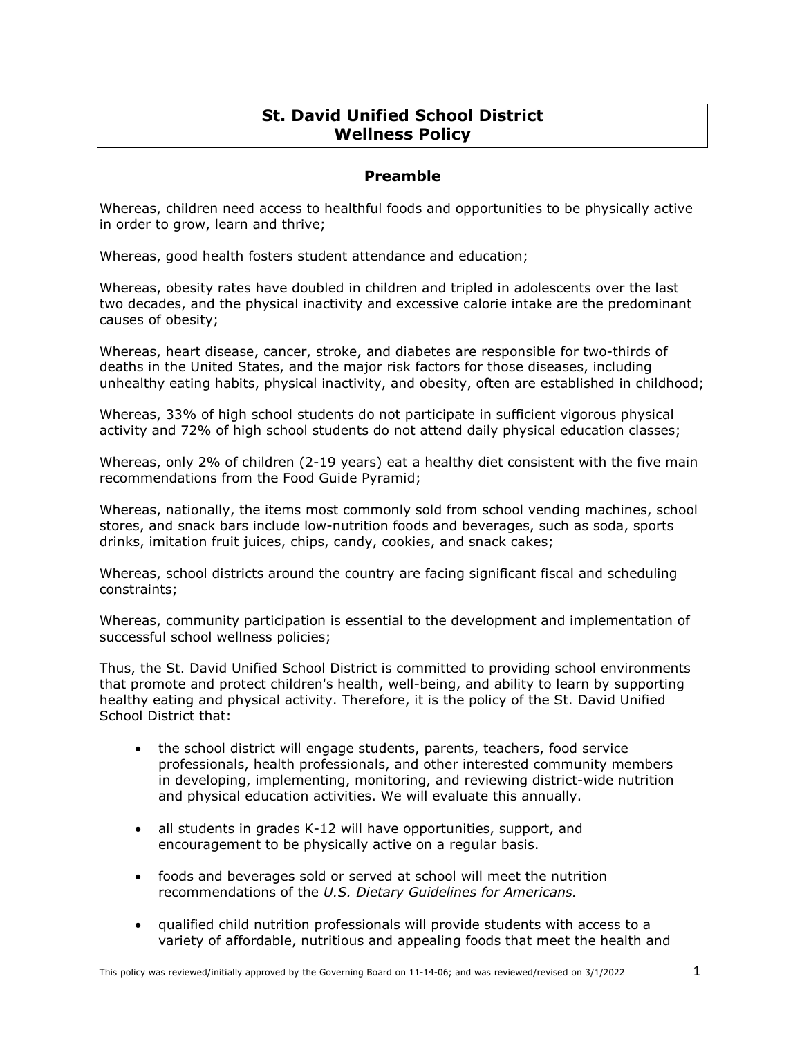# St. David Unified School District
# Wellness Policy

## Preamble

Whereas, children need access to healthful foods and opportunities to be physically active in order to grow, learn and thrive;

Whereas, good health fosters student attendance and education;

Whereas, obesity rates have doubled in children and tripled in adolescents over the last two decades, and the physical inactivity and excessive calorie intake are the predominant causes of obesity;

Whereas, heart disease, cancer, stroke, and diabetes are responsible for two-thirds of deaths in the United States, and the major risk factors for those diseases, including unhealthy eating habits, physical inactivity, and obesity, often are established in childhood;

Whereas, 33% of high school students do not participate in sufficient vigorous physical activity and 72% of high school students do not attend daily physical education classes;

Whereas, only 2% of children (2-19 years) eat a healthy diet consistent with the five main recommendations from the Food Guide Pyramid;

Whereas, nationally, the items most commonly sold from school vending machines, school stores, and snack bars include low-nutrition foods and beverages, such as soda, sports drinks, imitation fruit juices, chips, candy, cookies, and snack cakes;

Whereas, school districts around the country are facing significant fiscal and scheduling constraints;

Whereas, community participation is essential to the development and implementation of successful school wellness policies;

Thus, the St. David Unified School District is committed to providing school environments that promote and protect children's health, well-being, and ability to learn by supporting healthy eating and physical activity. Therefore, it is the policy of the St. David Unified School District that:

- the school district will engage students, parents, teachers, food service professionals, health professionals, and other interested community members in developing, implementing, monitoring, and reviewing district-wide nutrition and physical education activities. We will evaluate this annually.
- all students in grades K-12 will have opportunities, support, and encouragement to be physically active on a regular basis.
- foods and beverages sold or served at school will meet the nutrition recommendations of the *U.S. Dietary Guidelines for Americans.*
- qualified child nutrition professionals will provide students with access to a variety of affordable, nutritious and appealing foods that meet the health and

This policy was reviewed/initially approved by the Governing Board on 11-14-06; and was reviewed/revised on 3/1/2022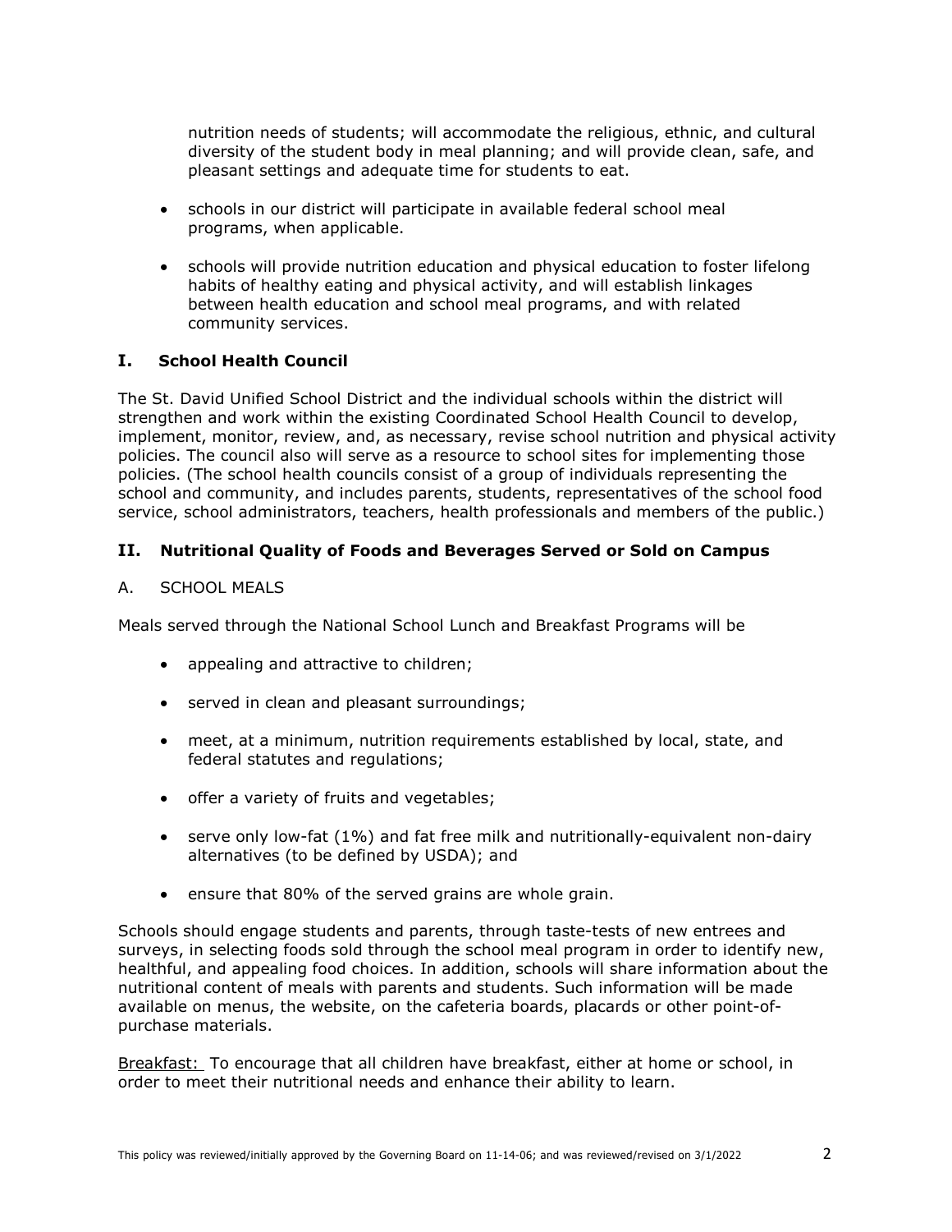nutrition needs of students; will accommodate the religious, ethnic, and cultural diversity of the student body in meal planning; and will provide clean, safe, and pleasant settings and adequate time for students to eat.

- schools in our district will participate in available federal school meal programs, when applicable.
- schools will provide nutrition education and physical education to foster lifelong habits of healthy eating and physical activity, and will establish linkages between health education and school meal programs, and with related community services.

## I. School Health Council

The St. David Unified School District and the individual schools within the district will strengthen and work within the existing Coordinated School Health Council to develop, implement, monitor, review, and, as necessary, revise school nutrition and physical activity policies. The council also will serve as a resource to school sites for implementing those policies. (The school health councils consist of a group of individuals representing the school and community, and includes parents, students, representatives of the school food service, school administrators, teachers, health professionals and members of the public.)

## II. Nutritional Quality of Foods and Beverages Served or Sold on Campus

A. SCHOOL MEALS

Meals served through the National School Lunch and Breakfast Programs will be

- appealing and attractive to children;
- served in clean and pleasant surroundings;
- meet, at a minimum, nutrition requirements established by local, state, and federal statutes and regulations;
- offer a variety of fruits and vegetables;
- serve only low-fat (1%) and fat free milk and nutritionally-equivalent non-dairy alternatives (to be defined by USDA); and
- ensure that 80% of the served grains are whole grain.

Schools should engage students and parents, through taste-tests of new entrees and surveys, in selecting foods sold through the school meal program in order to identify new, healthful, and appealing food choices. In addition, schools will share information about the nutritional content of meals with parents and students. Such information will be made available on menus, the website, on the cafeteria boards, placards or other point-of-purchase materials.

Breakfast: To encourage that all children have breakfast, either at home or school, in order to meet their nutritional needs and enhance their ability to learn.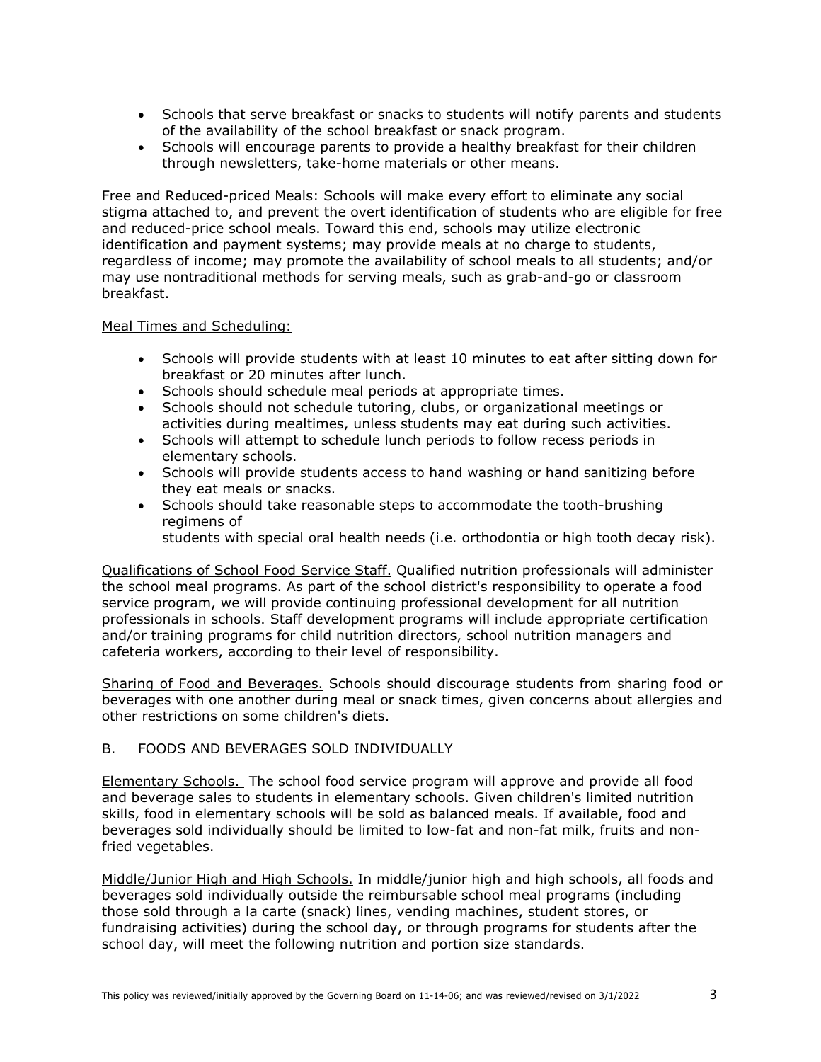- Schools that serve breakfast or snacks to students will notify parents and students of the availability of the school breakfast or snack program.
- Schools will encourage parents to provide a healthy breakfast for their children through newsletters, take-home materials or other means.

<u>Free and Reduced-priced Meals:</u> Schools will make every effort to eliminate any social stigma attached to, and prevent the overt identification of students who are eligible for free and reduced-price school meals. Toward this end, schools may utilize electronic identification and payment systems; may provide meals at no charge to students, regardless of income; may promote the availability of school meals to all students; and/or may use nontraditional methods for serving meals, such as grab-and-go or classroom breakfast.

<u>Meal Times and Scheduling:</u>

- Schools will provide students with at least 10 minutes to eat after sitting down for breakfast or 20 minutes after lunch.
- Schools should schedule meal periods at appropriate times.
- Schools should not schedule tutoring, clubs, or organizational meetings or activities during mealtimes, unless students may eat during such activities.
- Schools will attempt to schedule lunch periods to follow recess periods in elementary schools.
- Schools will provide students access to hand washing or hand sanitizing before they eat meals or snacks.
- Schools should take reasonable steps to accommodate the tooth-brushing regimens of
  students with special oral health needs (i.e. orthodontia or high tooth decay risk).

<u>Qualifications of School Food Service Staff.</u> Qualified nutrition professionals will administer the school meal programs. As part of the school district's responsibility to operate a food service program, we will provide continuing professional development for all nutrition professionals in schools. Staff development programs will include appropriate certification and/or training programs for child nutrition directors, school nutrition managers and cafeteria workers, according to their level of responsibility.

<u>Sharing of Food and Beverages.</u> Schools should discourage students from sharing food or beverages with one another during meal or snack times, given concerns about allergies and other restrictions on some children's diets.

B. FOODS AND BEVERAGES SOLD INDIVIDUALLY

<u>Elementary Schools.</u> The school food service program will approve and provide all food and beverage sales to students in elementary schools. Given children's limited nutrition skills, food in elementary schools will be sold as balanced meals. If available, food and beverages sold individually should be limited to low-fat and non-fat milk, fruits and non-fried vegetables.

<u>Middle/Junior High and High Schools.</u> In middle/junior high and high schools, all foods and beverages sold individually outside the reimbursable school meal programs (including those sold through a la carte (snack) lines, vending machines, student stores, or fundraising activities) during the school day, or through programs for students after the school day, will meet the following nutrition and portion size standards.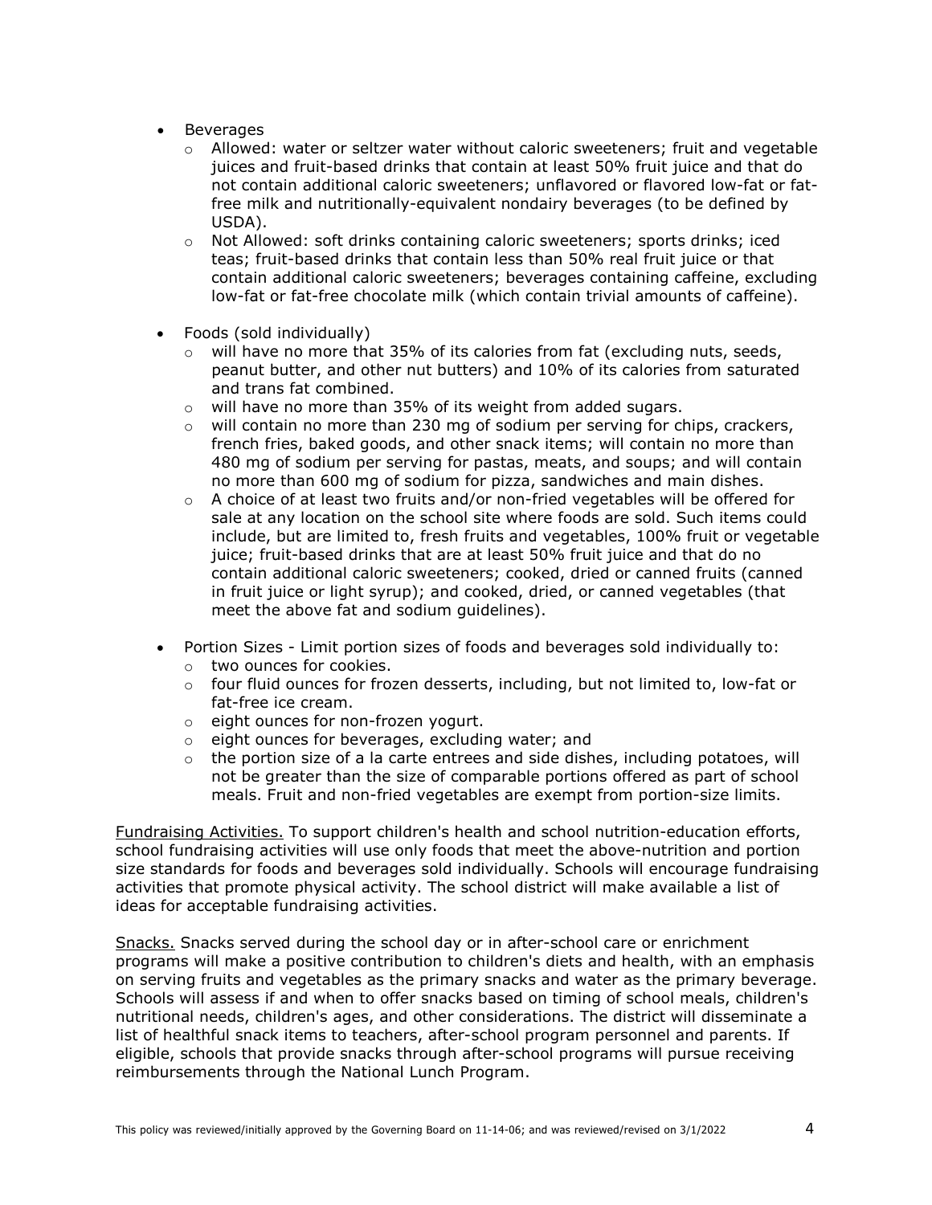- Beverages
  - Allowed: water or seltzer water without caloric sweeteners; fruit and vegetable juices and fruit-based drinks that contain at least 50% fruit juice and that do not contain additional caloric sweeteners; unflavored or flavored low-fat or fat-free milk and nutritionally-equivalent nondairy beverages (to be defined by USDA).
  - Not Allowed: soft drinks containing caloric sweeteners; sports drinks; iced teas; fruit-based drinks that contain less than 50% real fruit juice or that contain additional caloric sweeteners; beverages containing caffeine, excluding low-fat or fat-free chocolate milk (which contain trivial amounts of caffeine).

- Foods (sold individually)
  - will have no more that 35% of its calories from fat (excluding nuts, seeds, peanut butter, and other nut butters) and 10% of its calories from saturated and trans fat combined.
  - will have no more than 35% of its weight from added sugars.
  - will contain no more than 230 mg of sodium per serving for chips, crackers, french fries, baked goods, and other snack items; will contain no more than 480 mg of sodium per serving for pastas, meats, and soups; and will contain no more than 600 mg of sodium for pizza, sandwiches and main dishes.
  - A choice of at least two fruits and/or non-fried vegetables will be offered for sale at any location on the school site where foods are sold. Such items could include, but are limited to, fresh fruits and vegetables, 100% fruit or vegetable juice; fruit-based drinks that are at least 50% fruit juice and that do no contain additional caloric sweeteners; cooked, dried or canned fruits (canned in fruit juice or light syrup); and cooked, dried, or canned vegetables (that meet the above fat and sodium guidelines).

- Portion Sizes - Limit portion sizes of foods and beverages sold individually to:
  - two ounces for cookies.
  - four fluid ounces for frozen desserts, including, but not limited to, low-fat or fat-free ice cream.
  - eight ounces for non-frozen yogurt.
  - eight ounces for beverages, excluding water; and
  - the portion size of a la carte entrees and side dishes, including potatoes, will not be greater than the size of comparable portions offered as part of school meals. Fruit and non-fried vegetables are exempt from portion-size limits.

Fundraising Activities. To support children's health and school nutrition-education efforts, school fundraising activities will use only foods that meet the above-nutrition and portion size standards for foods and beverages sold individually. Schools will encourage fundraising activities that promote physical activity. The school district will make available a list of ideas for acceptable fundraising activities.

Snacks. Snacks served during the school day or in after-school care or enrichment programs will make a positive contribution to children's diets and health, with an emphasis on serving fruits and vegetables as the primary snacks and water as the primary beverage. Schools will assess if and when to offer snacks based on timing of school meals, children's nutritional needs, children's ages, and other considerations. The district will disseminate a list of healthful snack items to teachers, after-school program personnel and parents. If eligible, schools that provide snacks through after-school programs will pursue receiving reimbursements through the National Lunch Program.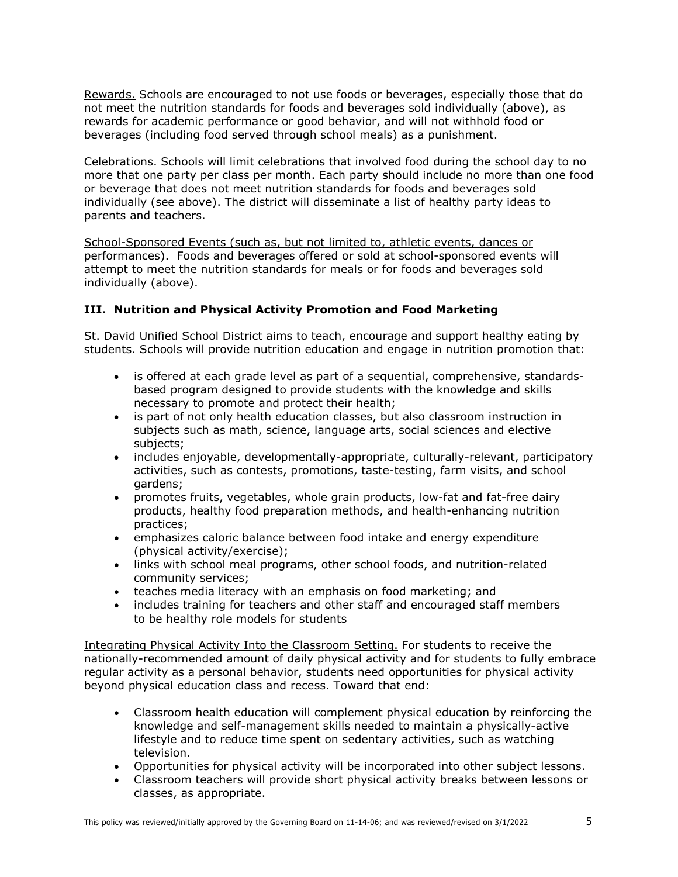Rewards. Schools are encouraged to not use foods or beverages, especially those that do not meet the nutrition standards for foods and beverages sold individually (above), as rewards for academic performance or good behavior, and will not withhold food or beverages (including food served through school meals) as a punishment.

Celebrations. Schools will limit celebrations that involved food during the school day to no more that one party per class per month. Each party should include no more than one food or beverage that does not meet nutrition standards for foods and beverages sold individually (see above). The district will disseminate a list of healthy party ideas to parents and teachers.

School-Sponsored Events (such as, but not limited to, athletic events, dances or performances). Foods and beverages offered or sold at school-sponsored events will attempt to meet the nutrition standards for meals or for foods and beverages sold individually (above).

### III. Nutrition and Physical Activity Promotion and Food Marketing

St. David Unified School District aims to teach, encourage and support healthy eating by students. Schools will provide nutrition education and engage in nutrition promotion that:

- is offered at each grade level as part of a sequential, comprehensive, standards-based program designed to provide students with the knowledge and skills necessary to promote and protect their health;
- is part of not only health education classes, but also classroom instruction in subjects such as math, science, language arts, social sciences and elective subjects;
- includes enjoyable, developmentally-appropriate, culturally-relevant, participatory activities, such as contests, promotions, taste-testing, farm visits, and school gardens;
- promotes fruits, vegetables, whole grain products, low-fat and fat-free dairy products, healthy food preparation methods, and health-enhancing nutrition practices;
- emphasizes caloric balance between food intake and energy expenditure (physical activity/exercise);
- links with school meal programs, other school foods, and nutrition-related community services;
- teaches media literacy with an emphasis on food marketing; and
- includes training for teachers and other staff and encouraged staff members to be healthy role models for students

Integrating Physical Activity Into the Classroom Setting. For students to receive the nationally-recommended amount of daily physical activity and for students to fully embrace regular activity as a personal behavior, students need opportunities for physical activity beyond physical education class and recess. Toward that end:

- Classroom health education will complement physical education by reinforcing the knowledge and self-management skills needed to maintain a physically-active lifestyle and to reduce time spent on sedentary activities, such as watching television.
- Opportunities for physical activity will be incorporated into other subject lessons.
- Classroom teachers will provide short physical activity breaks between lessons or classes, as appropriate.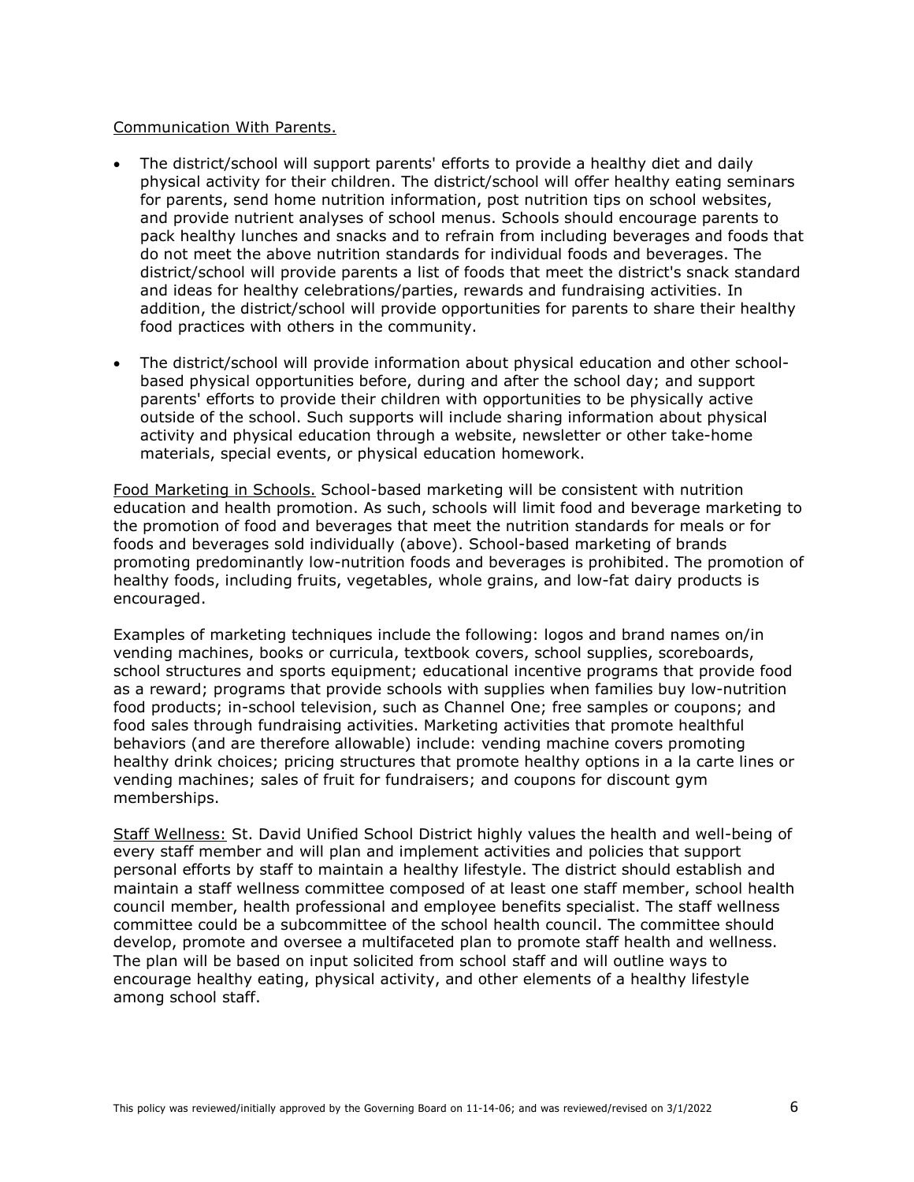Communication With Parents.

- The district/school will support parents' efforts to provide a healthy diet and daily physical activity for their children. The district/school will offer healthy eating seminars for parents, send home nutrition information, post nutrition tips on school websites, and provide nutrient analyses of school menus. Schools should encourage parents to pack healthy lunches and snacks and to refrain from including beverages and foods that do not meet the above nutrition standards for individual foods and beverages. The district/school will provide parents a list of foods that meet the district's snack standard and ideas for healthy celebrations/parties, rewards and fundraising activities. In addition, the district/school will provide opportunities for parents to share their healthy food practices with others in the community.

- The district/school will provide information about physical education and other school-based physical opportunities before, during and after the school day; and support parents' efforts to provide their children with opportunities to be physically active outside of the school. Such supports will include sharing information about physical activity and physical education through a website, newsletter or other take-home materials, special events, or physical education homework.

Food Marketing in Schools. School-based marketing will be consistent with nutrition education and health promotion. As such, schools will limit food and beverage marketing to the promotion of food and beverages that meet the nutrition standards for meals or for foods and beverages sold individually (above). School-based marketing of brands promoting predominantly low-nutrition foods and beverages is prohibited. The promotion of healthy foods, including fruits, vegetables, whole grains, and low-fat dairy products is encouraged.

Examples of marketing techniques include the following: logos and brand names on/in vending machines, books or curricula, textbook covers, school supplies, scoreboards, school structures and sports equipment; educational incentive programs that provide food as a reward; programs that provide schools with supplies when families buy low-nutrition food products; in-school television, such as Channel One; free samples or coupons; and food sales through fundraising activities. Marketing activities that promote healthful behaviors (and are therefore allowable) include: vending machine covers promoting healthy drink choices; pricing structures that promote healthy options in a la carte lines or vending machines; sales of fruit for fundraisers; and coupons for discount gym memberships.

Staff Wellness: St. David Unified School District highly values the health and well-being of every staff member and will plan and implement activities and policies that support personal efforts by staff to maintain a healthy lifestyle. The district should establish and maintain a staff wellness committee composed of at least one staff member, school health council member, health professional and employee benefits specialist. The staff wellness committee could be a subcommittee of the school health council. The committee should develop, promote and oversee a multifaceted plan to promote staff health and wellness. The plan will be based on input solicited from school staff and will outline ways to encourage healthy eating, physical activity, and other elements of a healthy lifestyle among school staff.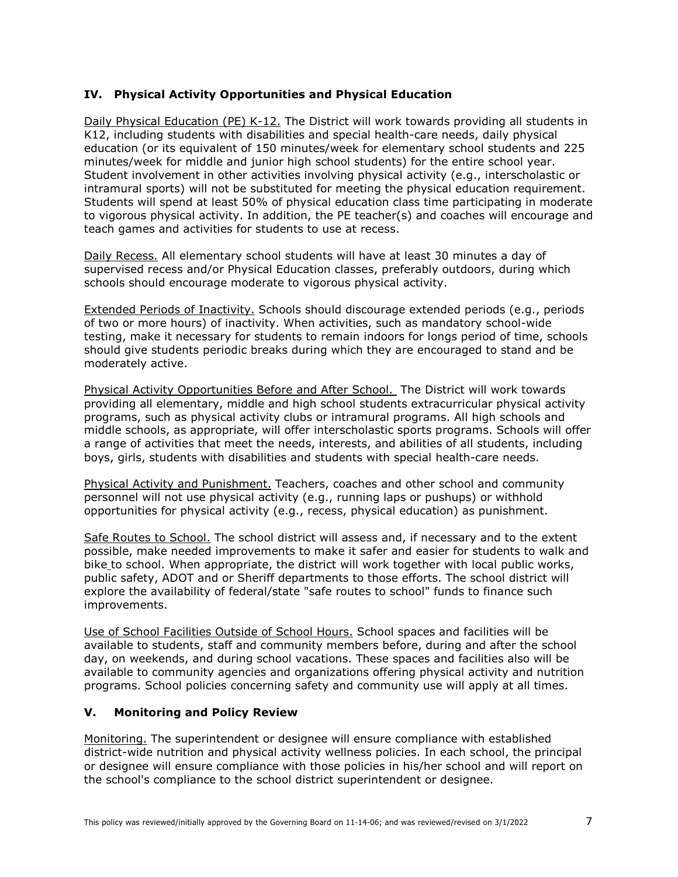## IV. Physical Activity Opportunities and Physical Education

Daily Physical Education (PE) K-12. The District will work towards providing all students in K12, including students with disabilities and special health-care needs, daily physical education (or its equivalent of 150 minutes/week for elementary school students and 225 minutes/week for middle and junior high school students) for the entire school year. Student involvement in other activities involving physical activity (e.g., interscholastic or intramural sports) will not be substituted for meeting the physical education requirement. Students will spend at least 50% of physical education class time participating in moderate to vigorous physical activity. In addition, the PE teacher(s) and coaches will encourage and teach games and activities for students to use at recess.

Daily Recess. All elementary school students will have at least 30 minutes a day of supervised recess and/or Physical Education classes, preferably outdoors, during which schools should encourage moderate to vigorous physical activity.

Extended Periods of Inactivity. Schools should discourage extended periods (e.g., periods of two or more hours) of inactivity. When activities, such as mandatory school-wide testing, make it necessary for students to remain indoors for longs period of time, schools should give students periodic breaks during which they are encouraged to stand and be moderately active.

Physical Activity Opportunities Before and After School. The District will work towards providing all elementary, middle and high school students extracurricular physical activity programs, such as physical activity clubs or intramural programs. All high schools and middle schools, as appropriate, will offer interscholastic sports programs. Schools will offer a range of activities that meet the needs, interests, and abilities of all students, including boys, girls, students with disabilities and students with special health-care needs.

Physical Activity and Punishment. Teachers, coaches and other school and community personnel will not use physical activity (e.g., running laps or pushups) or withhold opportunities for physical activity (e.g., recess, physical education) as punishment.

Safe Routes to School. The school district will assess and, if necessary and to the extent possible, make needed improvements to make it safer and easier for students to walk and bike to school. When appropriate, the district will work together with local public works, public safety, ADOT and or Sheriff departments to those efforts. The school district will explore the availability of federal/state "safe routes to school" funds to finance such improvements.

Use of School Facilities Outside of School Hours. School spaces and facilities will be available to students, staff and community members before, during and after the school day, on weekends, and during school vacations. These spaces and facilities also will be available to community agencies and organizations offering physical activity and nutrition programs. School policies concerning safety and community use will apply at all times.

## V. Monitoring and Policy Review

Monitoring. The superintendent or designee will ensure compliance with established district-wide nutrition and physical activity wellness policies. In each school, the principal or designee will ensure compliance with those policies in his/her school and will report on the school's compliance to the school district superintendent or designee.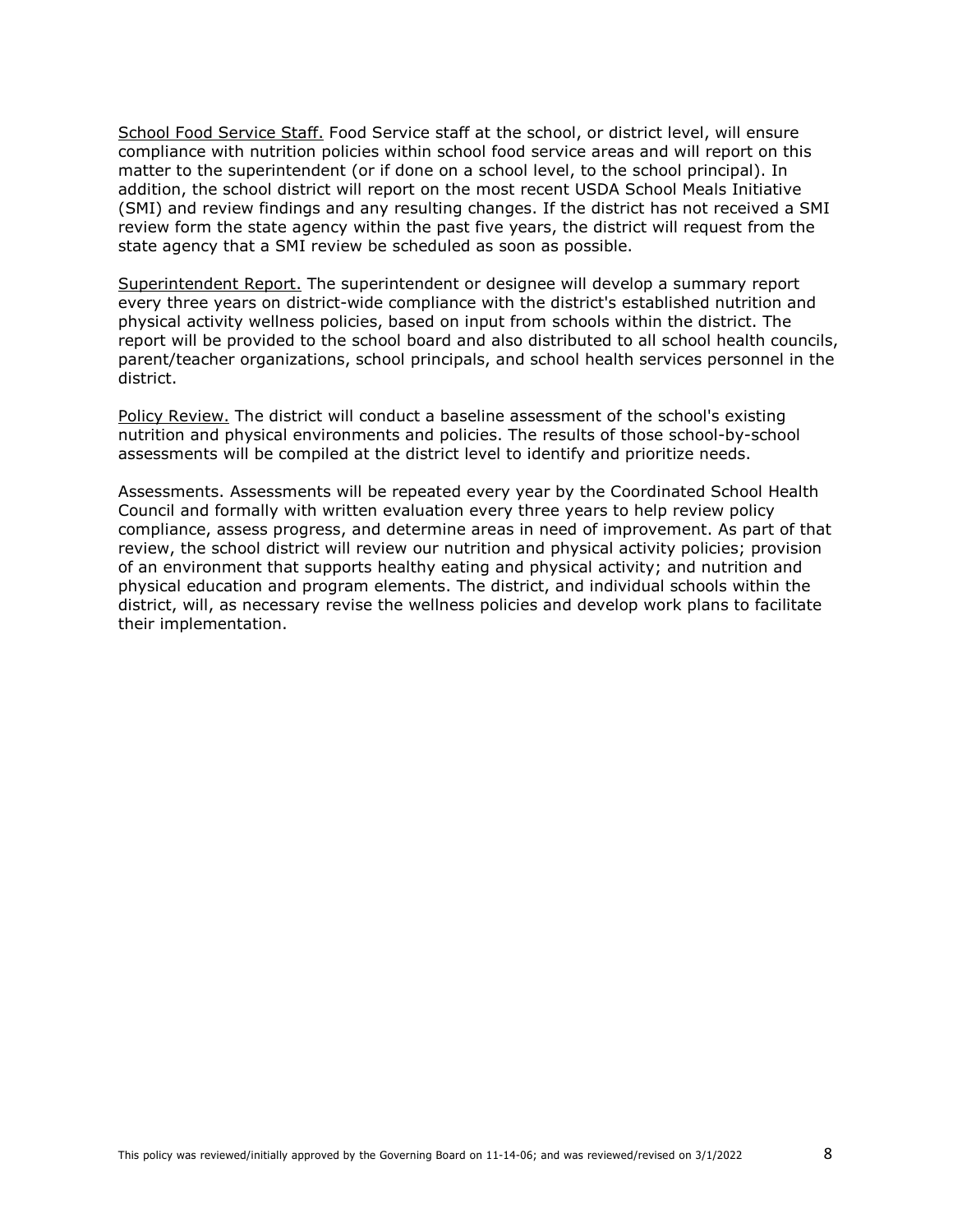<u>School Food Service Staff.</u> Food Service staff at the school, or district level, will ensure compliance with nutrition policies within school food service areas and will report on this matter to the superintendent (or if done on a school level, to the school principal). In addition, the school district will report on the most recent USDA School Meals Initiative (SMI) and review findings and any resulting changes. If the district has not received a SMI review form the state agency within the past five years, the district will request from the state agency that a SMI review be scheduled as soon as possible.

<u>Superintendent Report.</u> The superintendent or designee will develop a summary report every three years on district-wide compliance with the district's established nutrition and physical activity wellness policies, based on input from schools within the district. The report will be provided to the school board and also distributed to all school health councils, parent/teacher organizations, school principals, and school health services personnel in the district.

<u>Policy Review.</u> The district will conduct a baseline assessment of the school's existing nutrition and physical environments and policies. The results of those school-by-school assessments will be compiled at the district level to identify and prioritize needs.

Assessments. Assessments will be repeated every year by the Coordinated School Health Council and formally with written evaluation every three years to help review policy compliance, assess progress, and determine areas in need of improvement. As part of that review, the school district will review our nutrition and physical activity policies; provision of an environment that supports healthy eating and physical activity; and nutrition and physical education and program elements. The district, and individual schools within the district, will, as necessary revise the wellness policies and develop work plans to facilitate their implementation.